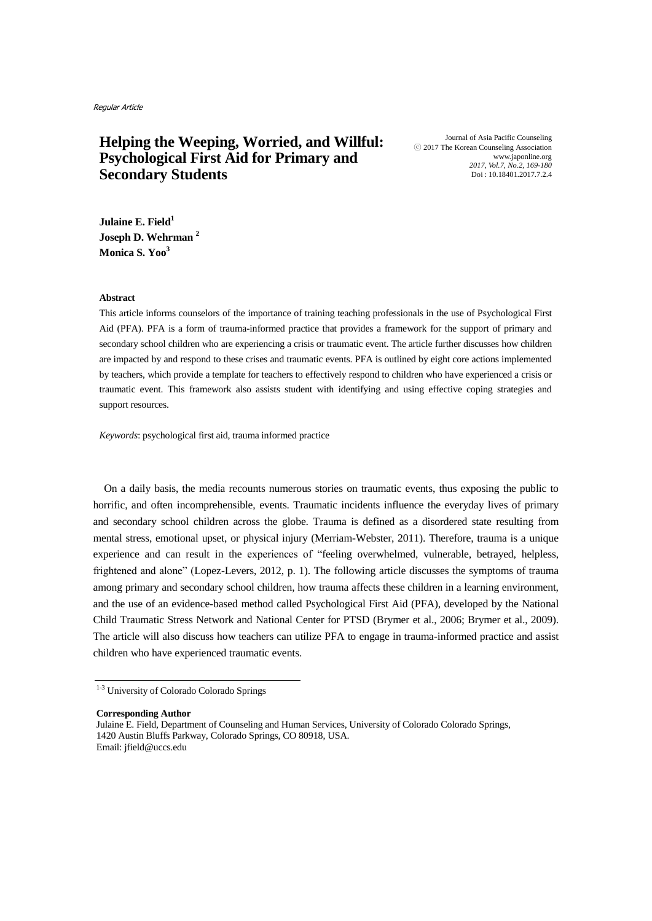Regular Article

# Helping the Weeping, Worried, and Willful: Psychological First Aid for Primary and Secondary Students

Journal of Asia Pacific Counseling
ⓒ 2017 The Korean Counseling Association
www.japonline.org
*2017, Vol.7, No.2, 169-180*
Doi : 10.18401.2017.7.2.4

**Julaine E. Field[1]**
**Joseph D. Wehrman[2]**
**Monica S. Yoo[3]**

### Abstract

This article informs counselors of the importance of training teaching professionals in the use of Psychological First Aid (PFA). PFA is a form of trauma-informed practice that provides a framework for the support of primary and secondary school children who are experiencing a crisis or traumatic event. The article further discusses how children are impacted by and respond to these crises and traumatic events. PFA is outlined by eight core actions implemented by teachers, which provide a template for teachers to effectively respond to children who have experienced a crisis or traumatic event. This framework also assists student with identifying and using effective coping strategies and support resources.

*Keywords*: psychological first aid, trauma informed practice

On a daily basis, the media recounts numerous stories on traumatic events, thus exposing the public to horrific, and often incomprehensible, events. Traumatic incidents influence the everyday lives of primary and secondary school children across the globe. Trauma is defined as a disordered state resulting from mental stress, emotional upset, or physical injury (Merriam-Webster, 2011). Therefore, trauma is a unique experience and can result in the experiences of "feeling overwhelmed, vulnerable, betrayed, helpless, frightened and alone" (Lopez-Levers, 2012, p. 1). The following article discusses the symptoms of trauma among primary and secondary school children, how trauma affects these children in a learning environment, and the use of an evidence-based method called Psychological First Aid (PFA), developed by the National Child Traumatic Stress Network and National Center for PTSD (Brymer et al., 2006; Brymer et al., 2009). The article will also discuss how teachers can utilize PFA to engage in trauma-informed practice and assist children who have experienced traumatic events.

---

[1-3] University of Colorado Colorado Springs

**Corresponding Author**
Julaine E. Field, Department of Counseling and Human Services, University of Colorado Colorado Springs, 1420 Austin Bluffs Parkway, Colorado Springs, CO 80918, USA.
Email: jfield@uccs.edu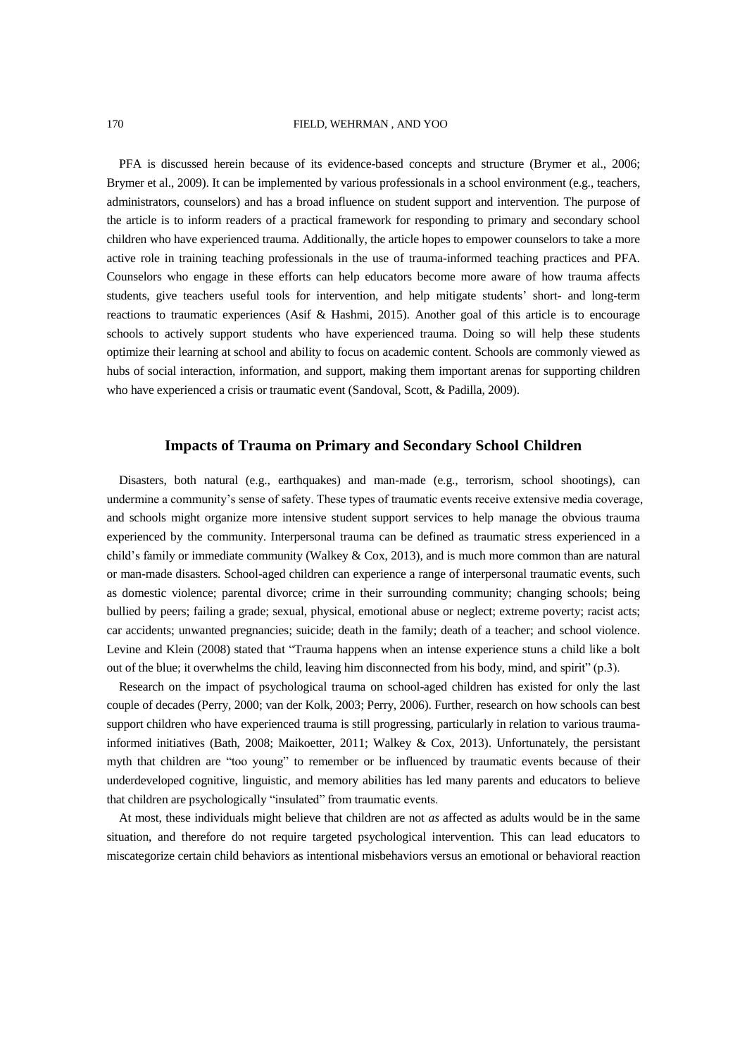PFA is discussed herein because of its evidence-based concepts and structure (Brymer et al., 2006; Brymer et al., 2009). It can be implemented by various professionals in a school environment (e.g., teachers, administrators, counselors) and has a broad influence on student support and intervention. The purpose of the article is to inform readers of a practical framework for responding to primary and secondary school children who have experienced trauma. Additionally, the article hopes to empower counselors to take a more active role in training teaching professionals in the use of trauma-informed teaching practices and PFA. Counselors who engage in these efforts can help educators become more aware of how trauma affects students, give teachers useful tools for intervention, and help mitigate students' short- and long-term reactions to traumatic experiences (Asif & Hashmi, 2015). Another goal of this article is to encourage schools to actively support students who have experienced trauma. Doing so will help these students optimize their learning at school and ability to focus on academic content. Schools are commonly viewed as hubs of social interaction, information, and support, making them important arenas for supporting children who have experienced a crisis or traumatic event (Sandoval, Scott, & Padilla, 2009).

## Impacts of Trauma on Primary and Secondary School Children

Disasters, both natural (e.g., earthquakes) and man-made (e.g., terrorism, school shootings), can undermine a community's sense of safety. These types of traumatic events receive extensive media coverage, and schools might organize more intensive student support services to help manage the obvious trauma experienced by the community. Interpersonal trauma can be defined as traumatic stress experienced in a child's family or immediate community (Walkey & Cox, 2013), and is much more common than are natural or man-made disasters. School-aged children can experience a range of interpersonal traumatic events, such as domestic violence; parental divorce; crime in their surrounding community; changing schools; being bullied by peers; failing a grade; sexual, physical, emotional abuse or neglect; extreme poverty; racist acts; car accidents; unwanted pregnancies; suicide; death in the family; death of a teacher; and school violence. Levine and Klein (2008) stated that "Trauma happens when an intense experience stuns a child like a bolt out of the blue; it overwhelms the child, leaving him disconnected from his body, mind, and spirit" (p.3).

Research on the impact of psychological trauma on school-aged children has existed for only the last couple of decades (Perry, 2000; van der Kolk, 2003; Perry, 2006). Further, research on how schools can best support children who have experienced trauma is still progressing, particularly in relation to various trauma-informed initiatives (Bath, 2008; Maikoetter, 2011; Walkey & Cox, 2013). Unfortunately, the persistant myth that children are "too young" to remember or be influenced by traumatic events because of their underdeveloped cognitive, linguistic, and memory abilities has led many parents and educators to believe that children are psychologically "insulated" from traumatic events.

At most, these individuals might believe that children are not *as* affected as adults would be in the same situation, and therefore do not require targeted psychological intervention. This can lead educators to miscategorize certain child behaviors as intentional misbehaviors versus an emotional or behavioral reaction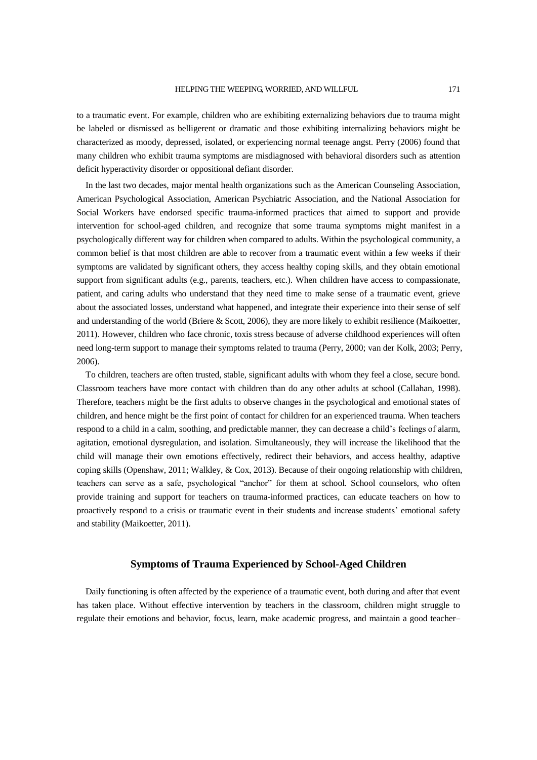to a traumatic event. For example, children who are exhibiting externalizing behaviors due to trauma might be labeled or dismissed as belligerent or dramatic and those exhibiting internalizing behaviors might be characterized as moody, depressed, isolated, or experiencing normal teenage angst. Perry (2006) found that many children who exhibit trauma symptoms are misdiagnosed with behavioral disorders such as attention deficit hyperactivity disorder or oppositional defiant disorder.

In the last two decades, major mental health organizations such as the American Counseling Association, American Psychological Association, American Psychiatric Association, and the National Association for Social Workers have endorsed specific trauma-informed practices that aimed to support and provide intervention for school-aged children, and recognize that some trauma symptoms might manifest in a psychologically different way for children when compared to adults. Within the psychological community, a common belief is that most children are able to recover from a traumatic event within a few weeks if their symptoms are validated by significant others, they access healthy coping skills, and they obtain emotional support from significant adults (e.g., parents, teachers, etc.). When children have access to compassionate, patient, and caring adults who understand that they need time to make sense of a traumatic event, grieve about the associated losses, understand what happened, and integrate their experience into their sense of self and understanding of the world (Briere & Scott, 2006), they are more likely to exhibit resilience (Maikoetter, 2011). However, children who face chronic, toxis stress because of adverse childhood experiences will often need long-term support to manage their symptoms related to trauma (Perry, 2000; van der Kolk, 2003; Perry, 2006).

To children, teachers are often trusted, stable, significant adults with whom they feel a close, secure bond. Classroom teachers have more contact with children than do any other adults at school (Callahan, 1998). Therefore, teachers might be the first adults to observe changes in the psychological and emotional states of children, and hence might be the first point of contact for children for an experienced trauma. When teachers respond to a child in a calm, soothing, and predictable manner, they can decrease a child's feelings of alarm, agitation, emotional dysregulation, and isolation. Simultaneously, they will increase the likelihood that the child will manage their own emotions effectively, redirect their behaviors, and access healthy, adaptive coping skills (Openshaw, 2011; Walkley, & Cox, 2013). Because of their ongoing relationship with children, teachers can serve as a safe, psychological "anchor" for them at school. School counselors, who often provide training and support for teachers on trauma-informed practices, can educate teachers on how to proactively respond to a crisis or traumatic event in their students and increase students' emotional safety and stability (Maikoetter, 2011).

## Symptoms of Trauma Experienced by School-Aged Children

Daily functioning is often affected by the experience of a traumatic event, both during and after that event has taken place. Without effective intervention by teachers in the classroom, children might struggle to regulate their emotions and behavior, focus, learn, make academic progress, and maintain a good teacher–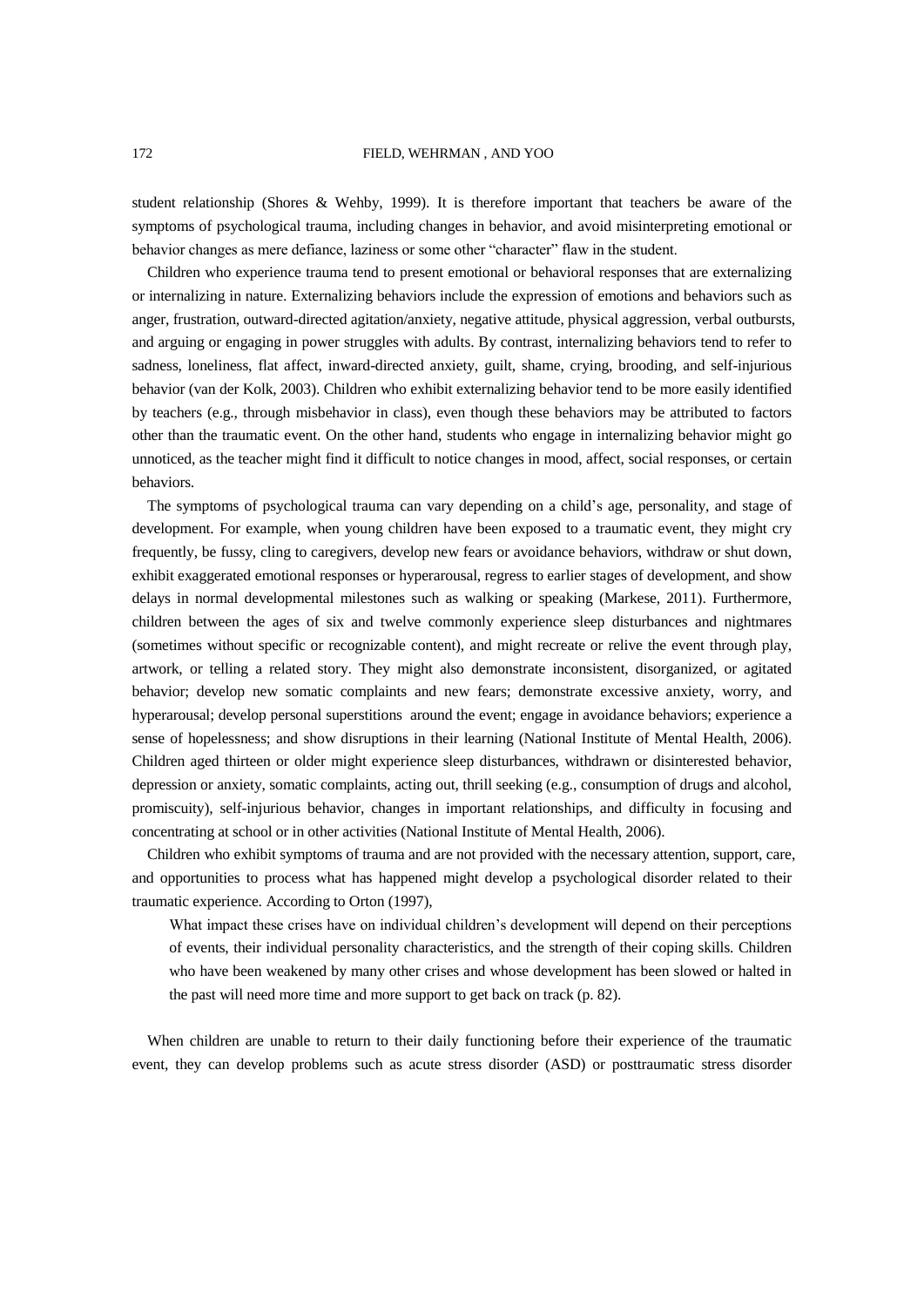student relationship (Shores & Wehby, 1999). It is therefore important that teachers be aware of the symptoms of psychological trauma, including changes in behavior, and avoid misinterpreting emotional or behavior changes as mere defiance, laziness or some other "character" flaw in the student.

Children who experience trauma tend to present emotional or behavioral responses that are externalizing or internalizing in nature. Externalizing behaviors include the expression of emotions and behaviors such as anger, frustration, outward-directed agitation/anxiety, negative attitude, physical aggression, verbal outbursts, and arguing or engaging in power struggles with adults. By contrast, internalizing behaviors tend to refer to sadness, loneliness, flat affect, inward-directed anxiety, guilt, shame, crying, brooding, and self-injurious behavior (van der Kolk, 2003). Children who exhibit externalizing behavior tend to be more easily identified by teachers (e.g., through misbehavior in class), even though these behaviors may be attributed to factors other than the traumatic event. On the other hand, students who engage in internalizing behavior might go unnoticed, as the teacher might find it difficult to notice changes in mood, affect, social responses, or certain behaviors.

The symptoms of psychological trauma can vary depending on a child's age, personality, and stage of development. For example, when young children have been exposed to a traumatic event, they might cry frequently, be fussy, cling to caregivers, develop new fears or avoidance behaviors, withdraw or shut down, exhibit exaggerated emotional responses or hyperarousal, regress to earlier stages of development, and show delays in normal developmental milestones such as walking or speaking (Markese, 2011). Furthermore, children between the ages of six and twelve commonly experience sleep disturbances and nightmares (sometimes without specific or recognizable content), and might recreate or relive the event through play, artwork, or telling a related story. They might also demonstrate inconsistent, disorganized, or agitated behavior; develop new somatic complaints and new fears; demonstrate excessive anxiety, worry, and hyperarousal; develop personal superstitions around the event; engage in avoidance behaviors; experience a sense of hopelessness; and show disruptions in their learning (National Institute of Mental Health, 2006). Children aged thirteen or older might experience sleep disturbances, withdrawn or disinterested behavior, depression or anxiety, somatic complaints, acting out, thrill seeking (e.g., consumption of drugs and alcohol, promiscuity), self-injurious behavior, changes in important relationships, and difficulty in focusing and concentrating at school or in other activities (National Institute of Mental Health, 2006).

Children who exhibit symptoms of trauma and are not provided with the necessary attention, support, care, and opportunities to process what has happened might develop a psychological disorder related to their traumatic experience. According to Orton (1997),

> What impact these crises have on individual children's development will depend on their perceptions of events, their individual personality characteristics, and the strength of their coping skills. Children who have been weakened by many other crises and whose development has been slowed or halted in the past will need more time and more support to get back on track (p. 82).

When children are unable to return to their daily functioning before their experience of the traumatic event, they can develop problems such as acute stress disorder (ASD) or posttraumatic stress disorder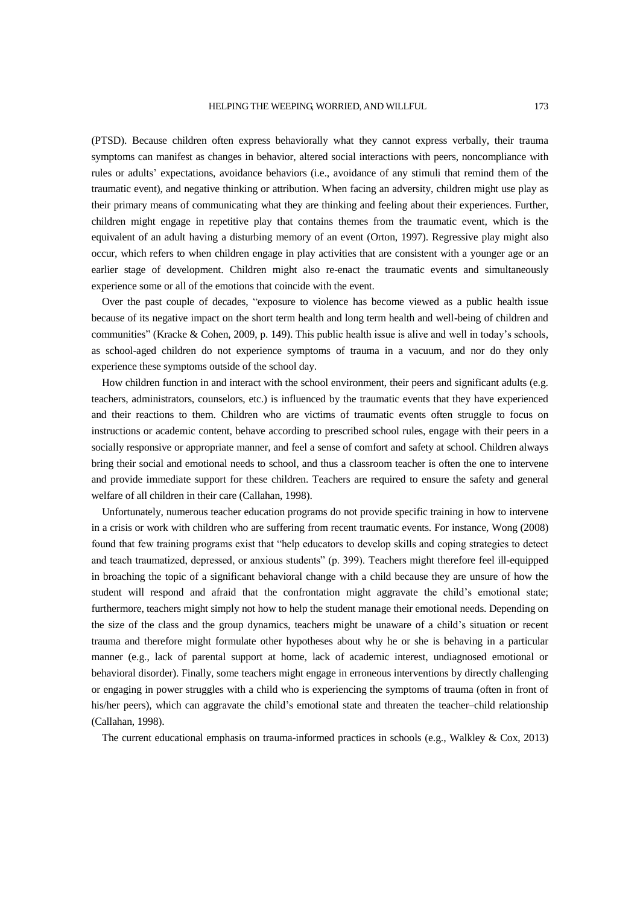(PTSD). Because children often express behaviorally what they cannot express verbally, their trauma symptoms can manifest as changes in behavior, altered social interactions with peers, noncompliance with rules or adults' expectations, avoidance behaviors (i.e., avoidance of any stimuli that remind them of the traumatic event), and negative thinking or attribution. When facing an adversity, children might use play as their primary means of communicating what they are thinking and feeling about their experiences. Further, children might engage in repetitive play that contains themes from the traumatic event, which is the equivalent of an adult having a disturbing memory of an event (Orton, 1997). Regressive play might also occur, which refers to when children engage in play activities that are consistent with a younger age or an earlier stage of development. Children might also re-enact the traumatic events and simultaneously experience some or all of the emotions that coincide with the event.

Over the past couple of decades, "exposure to violence has become viewed as a public health issue because of its negative impact on the short term health and long term health and well-being of children and communities" (Kracke & Cohen, 2009, p. 149). This public health issue is alive and well in today's schools, as school-aged children do not experience symptoms of trauma in a vacuum, and nor do they only experience these symptoms outside of the school day.

How children function in and interact with the school environment, their peers and significant adults (e.g. teachers, administrators, counselors, etc.) is influenced by the traumatic events that they have experienced and their reactions to them. Children who are victims of traumatic events often struggle to focus on instructions or academic content, behave according to prescribed school rules, engage with their peers in a socially responsive or appropriate manner, and feel a sense of comfort and safety at school. Children always bring their social and emotional needs to school, and thus a classroom teacher is often the one to intervene and provide immediate support for these children. Teachers are required to ensure the safety and general welfare of all children in their care (Callahan, 1998).

Unfortunately, numerous teacher education programs do not provide specific training in how to intervene in a crisis or work with children who are suffering from recent traumatic events. For instance, Wong (2008) found that few training programs exist that "help educators to develop skills and coping strategies to detect and teach traumatized, depressed, or anxious students" (p. 399). Teachers might therefore feel ill-equipped in broaching the topic of a significant behavioral change with a child because they are unsure of how the student will respond and afraid that the confrontation might aggravate the child's emotional state; furthermore, teachers might simply not how to help the student manage their emotional needs. Depending on the size of the class and the group dynamics, teachers might be unaware of a child's situation or recent trauma and therefore might formulate other hypotheses about why he or she is behaving in a particular manner (e.g., lack of parental support at home, lack of academic interest, undiagnosed emotional or behavioral disorder). Finally, some teachers might engage in erroneous interventions by directly challenging or engaging in power struggles with a child who is experiencing the symptoms of trauma (often in front of his/her peers), which can aggravate the child's emotional state and threaten the teacher–child relationship (Callahan, 1998).

The current educational emphasis on trauma-informed practices in schools (e.g., Walkley & Cox, 2013)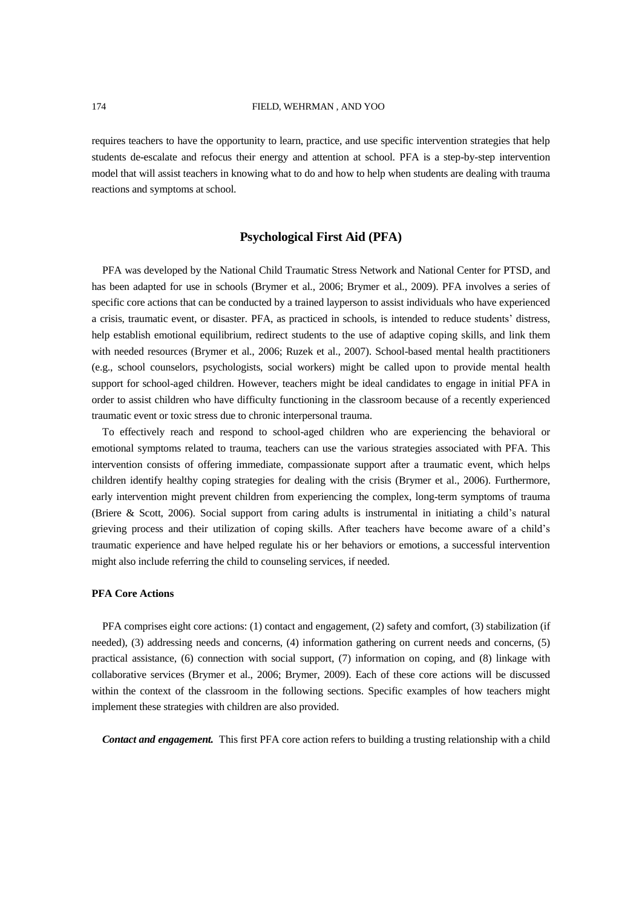requires teachers to have the opportunity to learn, practice, and use specific intervention strategies that help students de-escalate and refocus their energy and attention at school. PFA is a step-by-step intervention model that will assist teachers in knowing what to do and how to help when students are dealing with trauma reactions and symptoms at school.

## Psychological First Aid (PFA)

PFA was developed by the National Child Traumatic Stress Network and National Center for PTSD, and has been adapted for use in schools (Brymer et al., 2006; Brymer et al., 2009). PFA involves a series of specific core actions that can be conducted by a trained layperson to assist individuals who have experienced a crisis, traumatic event, or disaster. PFA, as practiced in schools, is intended to reduce students' distress, help establish emotional equilibrium, redirect students to the use of adaptive coping skills, and link them with needed resources (Brymer et al., 2006; Ruzek et al., 2007). School-based mental health practitioners (e.g., school counselors, psychologists, social workers) might be called upon to provide mental health support for school-aged children. However, teachers might be ideal candidates to engage in initial PFA in order to assist children who have difficulty functioning in the classroom because of a recently experienced traumatic event or toxic stress due to chronic interpersonal trauma.

To effectively reach and respond to school-aged children who are experiencing the behavioral or emotional symptoms related to trauma, teachers can use the various strategies associated with PFA. This intervention consists of offering immediate, compassionate support after a traumatic event, which helps children identify healthy coping strategies for dealing with the crisis (Brymer et al., 2006). Furthermore, early intervention might prevent children from experiencing the complex, long-term symptoms of trauma (Briere & Scott, 2006). Social support from caring adults is instrumental in initiating a child's natural grieving process and their utilization of coping skills. After teachers have become aware of a child's traumatic experience and have helped regulate his or her behaviors or emotions, a successful intervention might also include referring the child to counseling services, if needed.

### PFA Core Actions

PFA comprises eight core actions: (1) contact and engagement, (2) safety and comfort, (3) stabilization (if needed), (3) addressing needs and concerns, (4) information gathering on current needs and concerns, (5) practical assistance, (6) connection with social support, (7) information on coping, and (8) linkage with collaborative services (Brymer et al., 2006; Brymer, 2009). Each of these core actions will be discussed within the context of the classroom in the following sections. Specific examples of how teachers might implement these strategies with children are also provided.

***Contact and engagement.*** This first PFA core action refers to building a trusting relationship with a child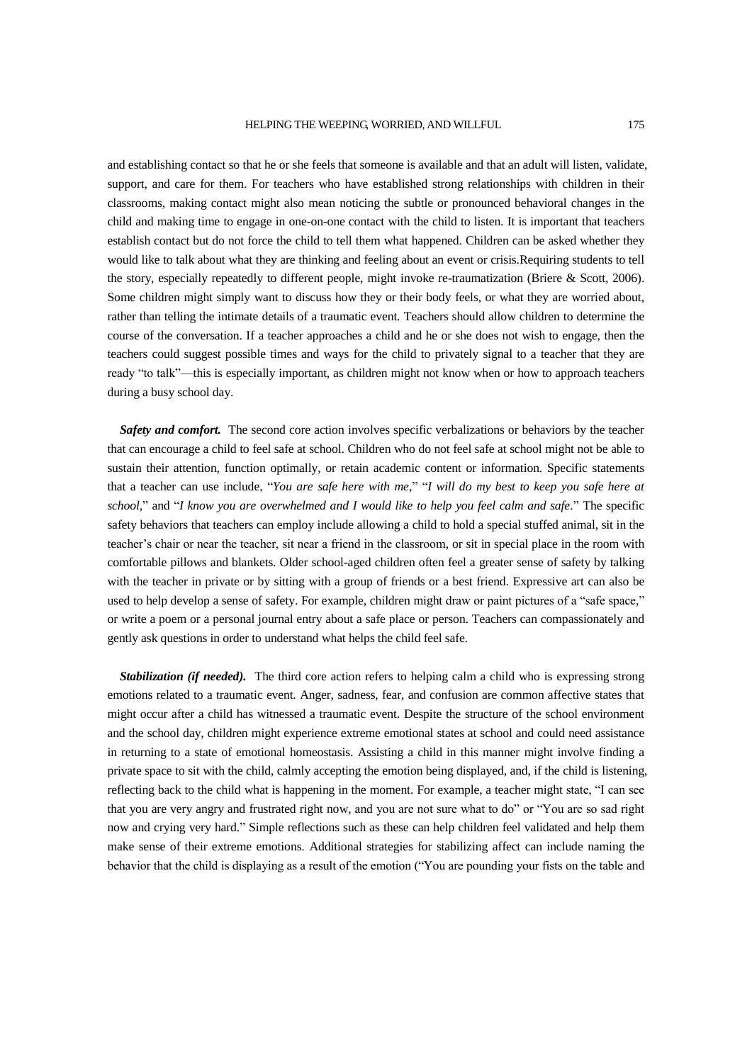and establishing contact so that he or she feels that someone is available and that an adult will listen, validate, support, and care for them. For teachers who have established strong relationships with children in their classrooms, making contact might also mean noticing the subtle or pronounced behavioral changes in the child and making time to engage in one-on-one contact with the child to listen. It is important that teachers establish contact but do not force the child to tell them what happened. Children can be asked whether they would like to talk about what they are thinking and feeling about an event or crisis.Requiring students to tell the story, especially repeatedly to different people, might invoke re-traumatization (Briere & Scott, 2006). Some children might simply want to discuss how they or their body feels, or what they are worried about, rather than telling the intimate details of a traumatic event. Teachers should allow children to determine the course of the conversation. If a teacher approaches a child and he or she does not wish to engage, then the teachers could suggest possible times and ways for the child to privately signal to a teacher that they are ready "to talk"—this is especially important, as children might not know when or how to approach teachers during a busy school day.

***Safety and comfort.*** The second core action involves specific verbalizations or behaviors by the teacher that can encourage a child to feel safe at school. Children who do not feel safe at school might not be able to sustain their attention, function optimally, or retain academic content or information. Specific statements that a teacher can use include, "*You are safe here with me,*" "*I will do my best to keep you safe here at school,*" and "*I know you are overwhelmed and I would like to help you feel calm and safe*." The specific safety behaviors that teachers can employ include allowing a child to hold a special stuffed animal, sit in the teacher's chair or near the teacher, sit near a friend in the classroom, or sit in special place in the room with comfortable pillows and blankets. Older school-aged children often feel a greater sense of safety by talking with the teacher in private or by sitting with a group of friends or a best friend. Expressive art can also be used to help develop a sense of safety. For example, children might draw or paint pictures of a "safe space," or write a poem or a personal journal entry about a safe place or person. Teachers can compassionately and gently ask questions in order to understand what helps the child feel safe.

***Stabilization (if needed).*** The third core action refers to helping calm a child who is expressing strong emotions related to a traumatic event. Anger, sadness, fear, and confusion are common affective states that might occur after a child has witnessed a traumatic event. Despite the structure of the school environment and the school day, children might experience extreme emotional states at school and could need assistance in returning to a state of emotional homeostasis. Assisting a child in this manner might involve finding a private space to sit with the child, calmly accepting the emotion being displayed, and, if the child is listening, reflecting back to the child what is happening in the moment. For example, a teacher might state, "I can see that you are very angry and frustrated right now, and you are not sure what to do" or "You are so sad right now and crying very hard." Simple reflections such as these can help children feel validated and help them make sense of their extreme emotions. Additional strategies for stabilizing affect can include naming the behavior that the child is displaying as a result of the emotion ("You are pounding your fists on the table and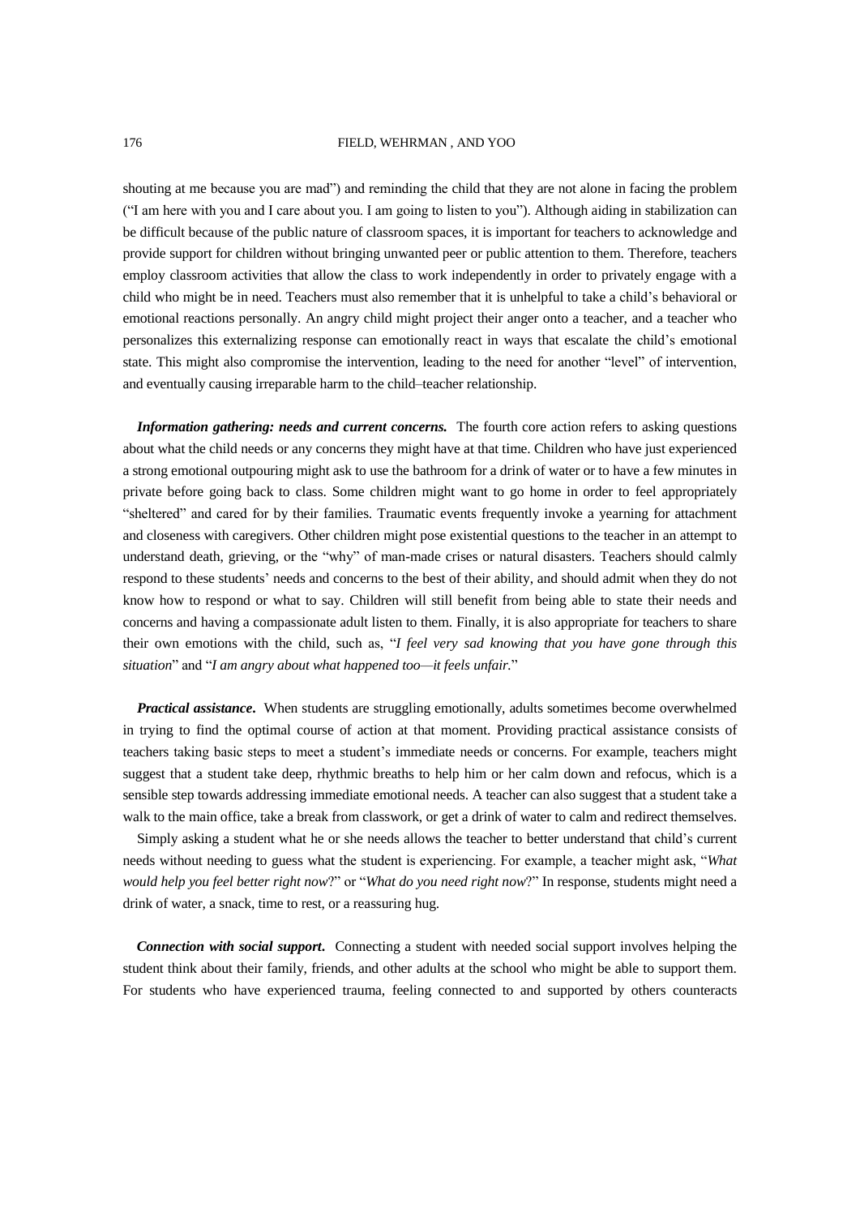shouting at me because you are mad") and reminding the child that they are not alone in facing the problem ("I am here with you and I care about you. I am going to listen to you"). Although aiding in stabilization can be difficult because of the public nature of classroom spaces, it is important for teachers to acknowledge and provide support for children without bringing unwanted peer or public attention to them. Therefore, teachers employ classroom activities that allow the class to work independently in order to privately engage with a child who might be in need. Teachers must also remember that it is unhelpful to take a child's behavioral or emotional reactions personally. An angry child might project their anger onto a teacher, and a teacher who personalizes this externalizing response can emotionally react in ways that escalate the child's emotional state. This might also compromise the intervention, leading to the need for another "level" of intervention, and eventually causing irreparable harm to the child–teacher relationship.

***Information gathering: needs and current concerns.*** The fourth core action refers to asking questions about what the child needs or any concerns they might have at that time. Children who have just experienced a strong emotional outpouring might ask to use the bathroom for a drink of water or to have a few minutes in private before going back to class. Some children might want to go home in order to feel appropriately "sheltered" and cared for by their families. Traumatic events frequently invoke a yearning for attachment and closeness with caregivers. Other children might pose existential questions to the teacher in an attempt to understand death, grieving, or the "why" of man-made crises or natural disasters. Teachers should calmly respond to these students' needs and concerns to the best of their ability, and should admit when they do not know how to respond or what to say. Children will still benefit from being able to state their needs and concerns and having a compassionate adult listen to them. Finally, it is also appropriate for teachers to share their own emotions with the child, such as, "*I feel very sad knowing that you have gone through this situation*" and "*I am angry about what happened too—it feels unfair.*"

***Practical assistance*.** When students are struggling emotionally, adults sometimes become overwhelmed in trying to find the optimal course of action at that moment. Providing practical assistance consists of teachers taking basic steps to meet a student's immediate needs or concerns. For example, teachers might suggest that a student take deep, rhythmic breaths to help him or her calm down and refocus, which is a sensible step towards addressing immediate emotional needs. A teacher can also suggest that a student take a walk to the main office, take a break from classwork, or get a drink of water to calm and redirect themselves.

Simply asking a student what he or she needs allows the teacher to better understand that child's current needs without needing to guess what the student is experiencing. For example, a teacher might ask, "*What would help you feel better right now*?" or "*What do you need right now*?" In response, students might need a drink of water, a snack, time to rest, or a reassuring hug.

***Connection with social support*.** Connecting a student with needed social support involves helping the student think about their family, friends, and other adults at the school who might be able to support them. For students who have experienced trauma, feeling connected to and supported by others counteracts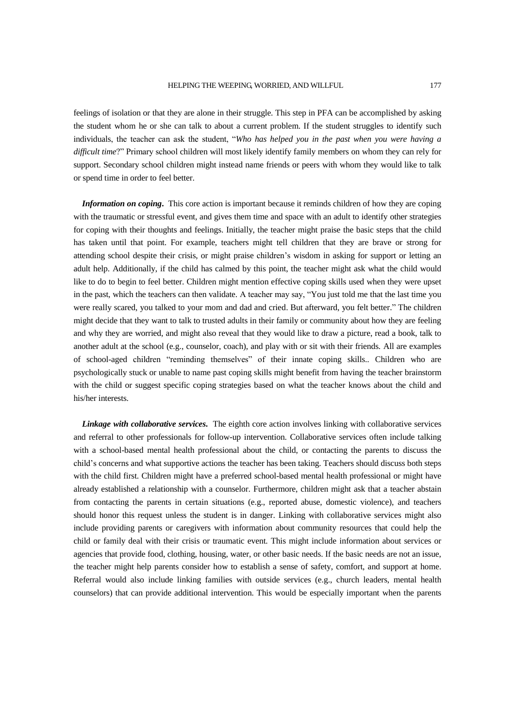feelings of isolation or that they are alone in their struggle. This step in PFA can be accomplished by asking the student whom he or she can talk to about a current problem. If the student struggles to identify such individuals, the teacher can ask the student, "*Who has helped you in the past when you were having a difficult time*?" Primary school children will most likely identify family members on whom they can rely for support. Secondary school children might instead name friends or peers with whom they would like to talk or spend time in order to feel better.

***Information on coping***. This core action is important because it reminds children of how they are coping with the traumatic or stressful event, and gives them time and space with an adult to identify other strategies for coping with their thoughts and feelings. Initially, the teacher might praise the basic steps that the child has taken until that point. For example, teachers might tell children that they are brave or strong for attending school despite their crisis, or might praise children's wisdom in asking for support or letting an adult help. Additionally, if the child has calmed by this point, the teacher might ask what the child would like to do to begin to feel better. Children might mention effective coping skills used when they were upset in the past, which the teachers can then validate. A teacher may say, "You just told me that the last time you were really scared, you talked to your mom and dad and cried. But afterward, you felt better." The children might decide that they want to talk to trusted adults in their family or community about how they are feeling and why they are worried, and might also reveal that they would like to draw a picture, read a book, talk to another adult at the school (e.g., counselor, coach), and play with or sit with their friends. All are examples of school-aged children "reminding themselves" of their innate coping skills.. Children who are psychologically stuck or unable to name past coping skills might benefit from having the teacher brainstorm with the child or suggest specific coping strategies based on what the teacher knows about the child and his/her interests.

***Linkage with collaborative services***. The eighth core action involves linking with collaborative services and referral to other professionals for follow-up intervention. Collaborative services often include talking with a school-based mental health professional about the child, or contacting the parents to discuss the child's concerns and what supportive actions the teacher has been taking. Teachers should discuss both steps with the child first. Children might have a preferred school-based mental health professional or might have already established a relationship with a counselor. Furthermore, children might ask that a teacher abstain from contacting the parents in certain situations (e.g., reported abuse, domestic violence), and teachers should honor this request unless the student is in danger. Linking with collaborative services might also include providing parents or caregivers with information about community resources that could help the child or family deal with their crisis or traumatic event. This might include information about services or agencies that provide food, clothing, housing, water, or other basic needs. If the basic needs are not an issue, the teacher might help parents consider how to establish a sense of safety, comfort, and support at home. Referral would also include linking families with outside services (e.g., church leaders, mental health counselors) that can provide additional intervention. This would be especially important when the parents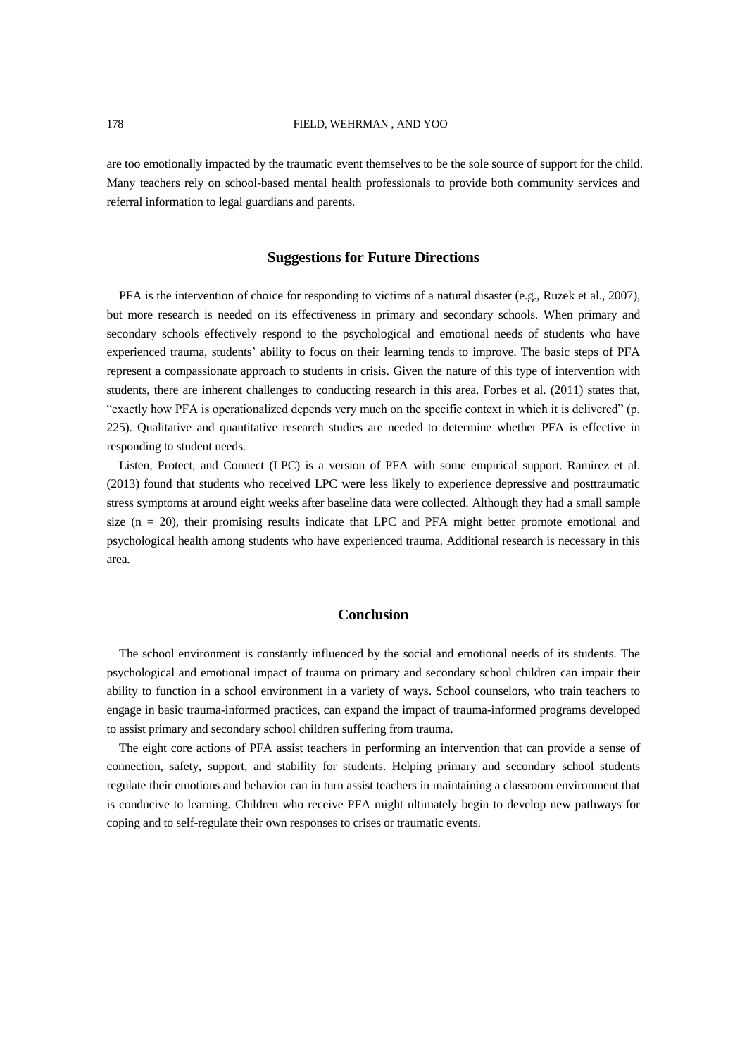are too emotionally impacted by the traumatic event themselves to be the sole source of support for the child. Many teachers rely on school-based mental health professionals to provide both community services and referral information to legal guardians and parents.

## Suggestions for Future Directions

PFA is the intervention of choice for responding to victims of a natural disaster (e.g., Ruzek et al., 2007), but more research is needed on its effectiveness in primary and secondary schools. When primary and secondary schools effectively respond to the psychological and emotional needs of students who have experienced trauma, students' ability to focus on their learning tends to improve. The basic steps of PFA represent a compassionate approach to students in crisis. Given the nature of this type of intervention with students, there are inherent challenges to conducting research in this area. Forbes et al. (2011) states that, "exactly how PFA is operationalized depends very much on the specific context in which it is delivered" (p. 225). Qualitative and quantitative research studies are needed to determine whether PFA is effective in responding to student needs.

Listen, Protect, and Connect (LPC) is a version of PFA with some empirical support. Ramirez et al. (2013) found that students who received LPC were less likely to experience depressive and posttraumatic stress symptoms at around eight weeks after baseline data were collected. Although they had a small sample size ($n = 20$), their promising results indicate that LPC and PFA might better promote emotional and psychological health among students who have experienced trauma. Additional research is necessary in this area.

## Conclusion

The school environment is constantly influenced by the social and emotional needs of its students. The psychological and emotional impact of trauma on primary and secondary school children can impair their ability to function in a school environment in a variety of ways. School counselors, who train teachers to engage in basic trauma-informed practices, can expand the impact of trauma-informed programs developed to assist primary and secondary school children suffering from trauma.

The eight core actions of PFA assist teachers in performing an intervention that can provide a sense of connection, safety, support, and stability for students. Helping primary and secondary school students regulate their emotions and behavior can in turn assist teachers in maintaining a classroom environment that is conducive to learning. Children who receive PFA might ultimately begin to develop new pathways for coping and to self-regulate their own responses to crises or traumatic events.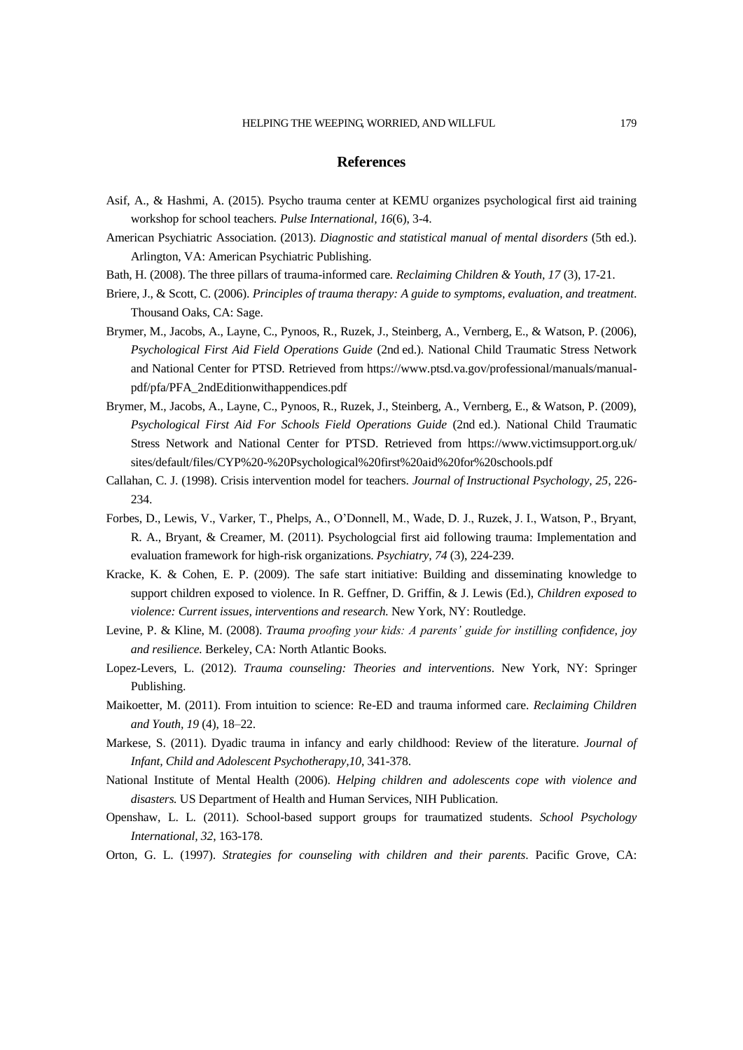## References

Asif, A., & Hashmi, A. (2015). Psycho trauma center at KEMU organizes psychological first aid training workshop for school teachers. *Pulse International, 16*(6), 3-4.

American Psychiatric Association. (2013). *Diagnostic and statistical manual of mental disorders* (5th ed.). Arlington, VA: American Psychiatric Publishing.

Bath, H. (2008). The three pillars of trauma-informed care. *Reclaiming Children & Youth, 17* (3), 17-21.

Briere, J., & Scott, C. (2006). *Principles of trauma therapy: A guide to symptoms, evaluation, and treatment*. Thousand Oaks, CA: Sage.

Brymer, M., Jacobs, A., Layne, C., Pynoos, R., Ruzek, J., Steinberg, A., Vernberg, E., & Watson, P. (2006), *Psychological First Aid Field Operations Guide* (2nd ed.). National Child Traumatic Stress Network and National Center for PTSD. Retrieved from https://www.ptsd.va.gov/professional/manuals/manual-pdf/pfa/PFA_2ndEditionwithappendices.pdf

Brymer, M., Jacobs, A., Layne, C., Pynoos, R., Ruzek, J., Steinberg, A., Vernberg, E., & Watson, P. (2009), *Psychological First Aid For Schools Field Operations Guide* (2nd ed.). National Child Traumatic Stress Network and National Center for PTSD. Retrieved from https://www.victimsupport.org.uk/sites/default/files/CYP%20-%20Psychological%20first%20aid%20for%20schools.pdf

Callahan, C. J. (1998). Crisis intervention model for teachers. *Journal of Instructional Psychology, 25*, 226-234.

Forbes, D., Lewis, V., Varker, T., Phelps, A., O'Donnell, M., Wade, D. J., Ruzek, J. I., Watson, P., Bryant, R. A., Bryant, & Creamer, M. (2011). Psychologcial first aid following trauma: Implementation and evaluation framework for high-risk organizations. *Psychiatry, 74* (3), 224-239.

Kracke, K. & Cohen, E. P. (2009). The safe start initiative: Building and disseminating knowledge to support children exposed to violence. In R. Geffner, D. Griffin, & J. Lewis (Ed.), *Children exposed to violence: Current issues, interventions and research.* New York, NY: Routledge.

Levine, P. & Kline, M. (2008). *Trauma proofing your kids: A parents' guide for instilling confidence, joy and resilience.* Berkeley, CA: North Atlantic Books.

Lopez-Levers, L. (2012). *Trauma counseling: Theories and interventions*. New York, NY: Springer Publishing.

Maikoetter, M. (2011). From intuition to science: Re-ED and trauma informed care. *Reclaiming Children and Youth, 19* (4), 18–22.

Markese, S. (2011). Dyadic trauma in infancy and early childhood: Review of the literature. *Journal of Infant, Child and Adolescent Psychotherapy,10*, 341-378.

National Institute of Mental Health (2006). *Helping children and adolescents cope with violence and disasters.* US Department of Health and Human Services, NIH Publication.

Openshaw, L. L. (2011). School-based support groups for traumatized students. *School Psychology International, 32*, 163-178.

Orton, G. L. (1997). *Strategies for counseling with children and their parents*. Pacific Grove, CA: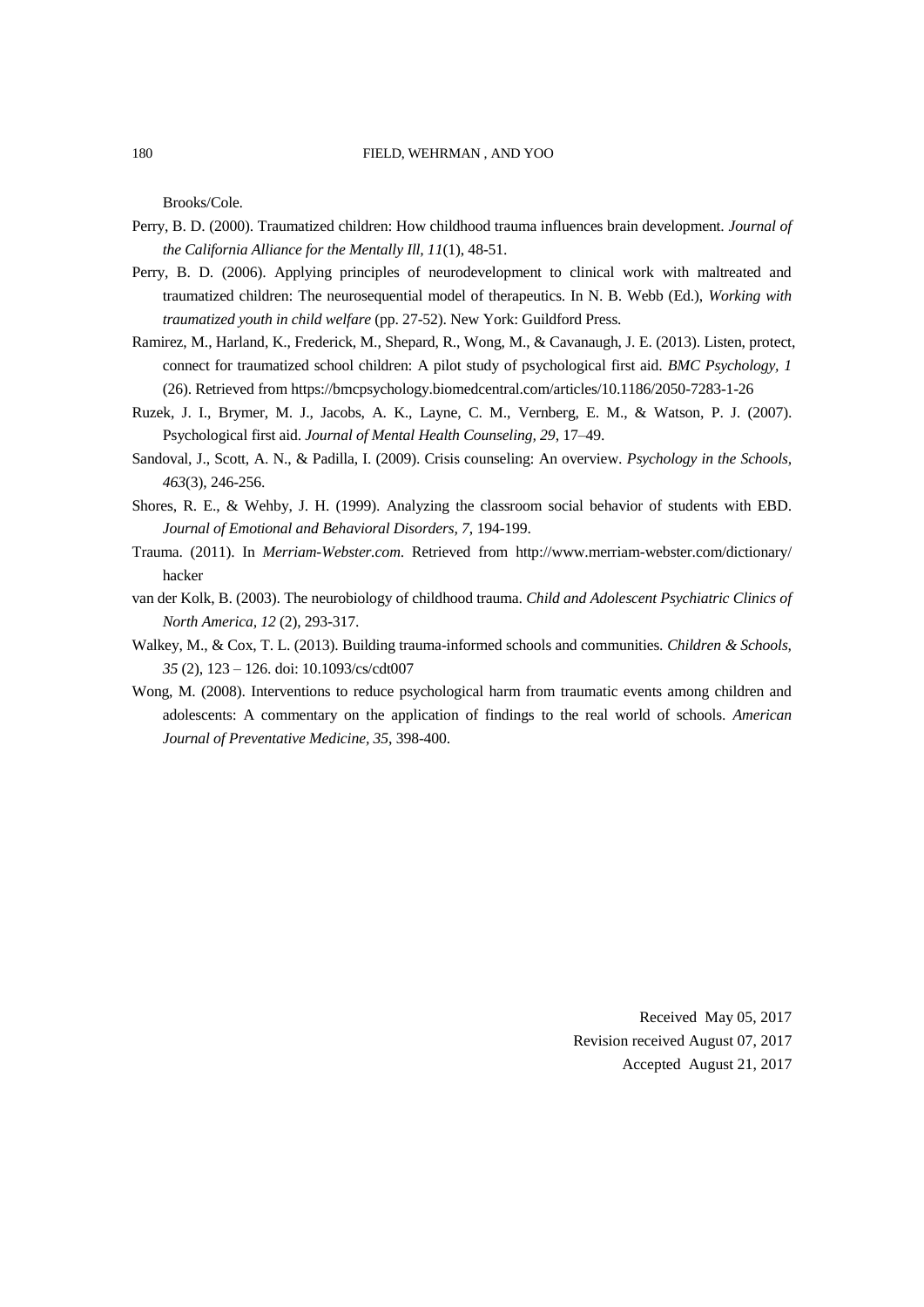Brooks/Cole.

Perry, B. D. (2000). Traumatized children: How childhood trauma influences brain development. *Journal of the California Alliance for the Mentally Ill, 11*(1), 48-51.

Perry, B. D. (2006). Applying principles of neurodevelopment to clinical work with maltreated and traumatized children: The neurosequential model of therapeutics. In N. B. Webb (Ed.), *Working with traumatized youth in child welfare* (pp. 27-52). New York: Guildford Press.

Ramirez, M., Harland, K., Frederick, M., Shepard, R., Wong, M., & Cavanaugh, J. E. (2013). Listen, protect, connect for traumatized school children: A pilot study of psychological first aid. *BMC Psychology, 1* (26). Retrieved from https://bmcpsychology.biomedcentral.com/articles/10.1186/2050-7283-1-26

Ruzek, J. I., Brymer, M. J., Jacobs, A. K., Layne, C. M., Vernberg, E. M., & Watson, P. J. (2007). Psychological first aid. *Journal of Mental Health Counseling, 29*, 17–49.

Sandoval, J., Scott, A. N., & Padilla, I. (2009). Crisis counseling: An overview. *Psychology in the Schools, 463*(3), 246-256.

Shores, R. E., & Wehby, J. H. (1999). Analyzing the classroom social behavior of students with EBD. *Journal of Emotional and Behavioral Disorders, 7*, 194-199.

Trauma. (2011). In *Merriam-Webster.com.* Retrieved from http://www.merriam-webster.com/dictionary/hacker

van der Kolk, B. (2003). The neurobiology of childhood trauma. *Child and Adolescent Psychiatric Clinics of North America, 12* (2), 293-317.

Walkey, M., & Cox, T. L. (2013). Building trauma-informed schools and communities. *Children & Schools, 35* (2), 123 – 126. doi: 10.1093/cs/cdt007

Wong, M. (2008). Interventions to reduce psychological harm from traumatic events among children and adolescents: A commentary on the application of findings to the real world of schools. *American Journal of Preventative Medicine, 35*, 398-400.

Received May 05, 2017
Revision received August 07, 2017
Accepted August 21, 2017